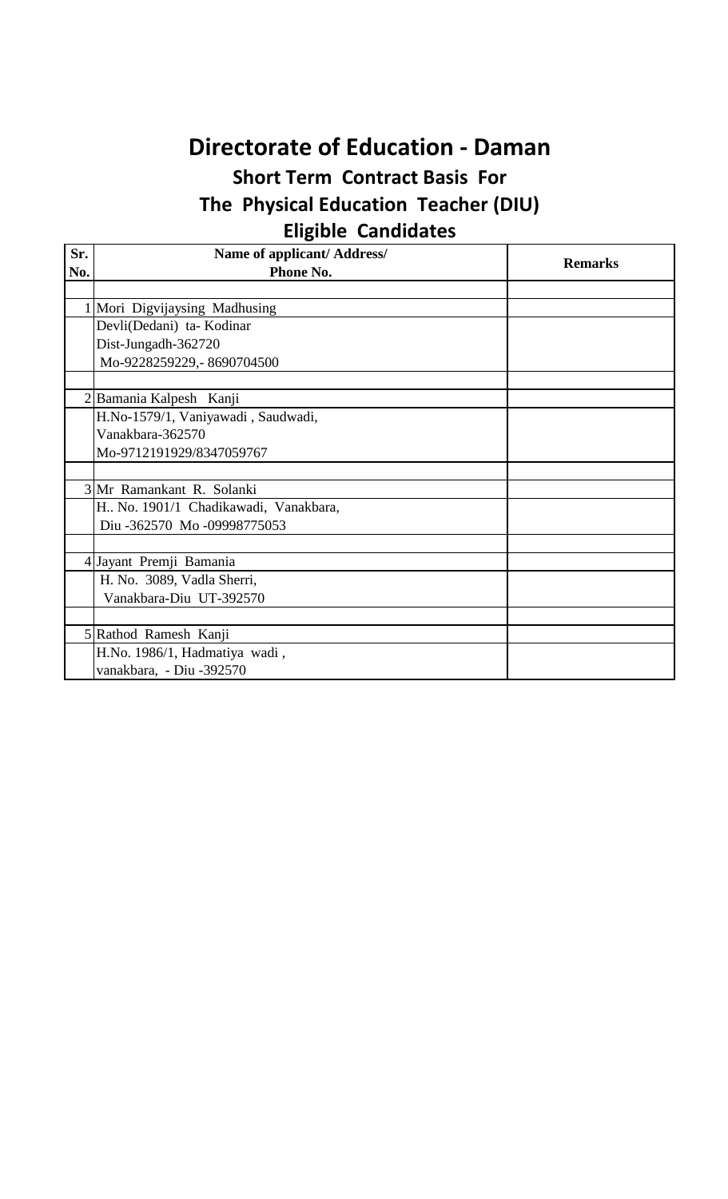# Directorate of Education - Daman

## Short Term Contract Basis For

## The Physical Education Teacher (DIU)

## Eligible Candidates

| Sr. No. | Name of applicant/ Address/ Phone No. | Remarks |
|---|---|---|
| | | |
| 1 | Mori Digvijaysing Madhusing | |
| | Devli(Dedani) ta- Kodinar | |
| | Dist-Jungadh-362720 | |
| | Mo-9228259229,- 8690704500 | |
| | | |
| 2 | Bamania Kalpesh Kanji | |
| | H.No-1579/1, Vaniyawadi , Saudwadi, | |
| | Vanakbara-362570 | |
| | Mo-9712191929/8347059767 | |
| | | |
| 3 | Mr Ramankant R. Solanki | |
| | H.. No. 1901/1 Chadikawadi, Vanakbara, | |
| | Diu -362570 Mo -09998775053 | |
| | | |
| 4 | Jayant Premji Bamania | |
| | H. No. 3089, Vadla Sherri, | |
| | Vanakbara-Diu UT-392570 | |
| | | |
| 5 | Rathod Ramesh Kanji | |
| | H.No. 1986/1, Hadmatiya wadi , | |
| | vanakbara, - Diu -392570 | |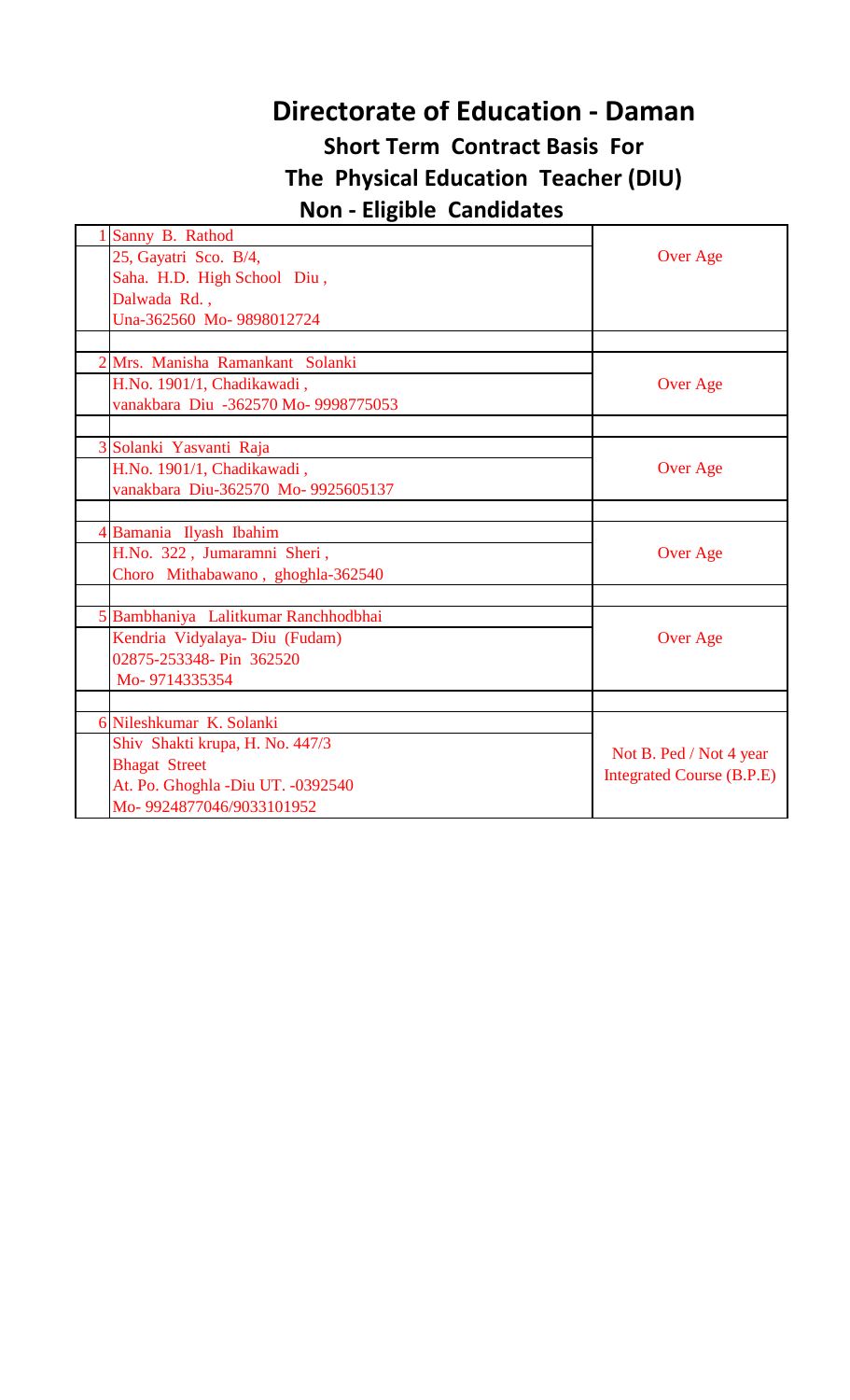# Directorate of Education - Daman

## Short Term Contract Basis For

## The Physical Education Teacher (DIU)

## Non - Eligible Candidates

| No. | Name & Address | Remarks |
|---|---|---|
| 1 | Sanny B. Rathod<br>25, Gayatri Sco. B/4,<br>Saha. H.D. High School Diu ,<br>Dalwada Rd. ,<br>Una-362560 Mo- 9898012724 | Over Age |
| 2 | Mrs. Manisha Ramankant Solanki<br>H.No. 1901/1, Chadikawadi ,<br>vanakbara Diu -362570 Mo- 9998775053 | Over Age |
| 3 | Solanki Yasvanti Raja<br>H.No. 1901/1, Chadikawadi ,<br>vanakbara Diu-362570 Mo- 9925605137 | Over Age |
| 4 | Bamania Ilyash Ibahim<br>H.No. 322 , Jumaramni Sheri ,<br>Choro Mithabawano , ghoghla-362540 | Over Age |
| 5 | Bambhaniya Lalitkumar Ranchhodbhai<br>Kendria Vidyalaya- Diu (Fudam)<br>02875-253348- Pin 362520<br>Mo- 9714335354 | Over Age |
| 6 | Nileshkumar K. Solanki<br>Shiv Shakti krupa, H. No. 447/3<br>Bhagat Street<br>At. Po. Ghoghla -Diu UT. -0392540<br>Mo- 9924877046/9033101952 | Not B. Ped / Not 4 year Integrated Course (B.P.E) |